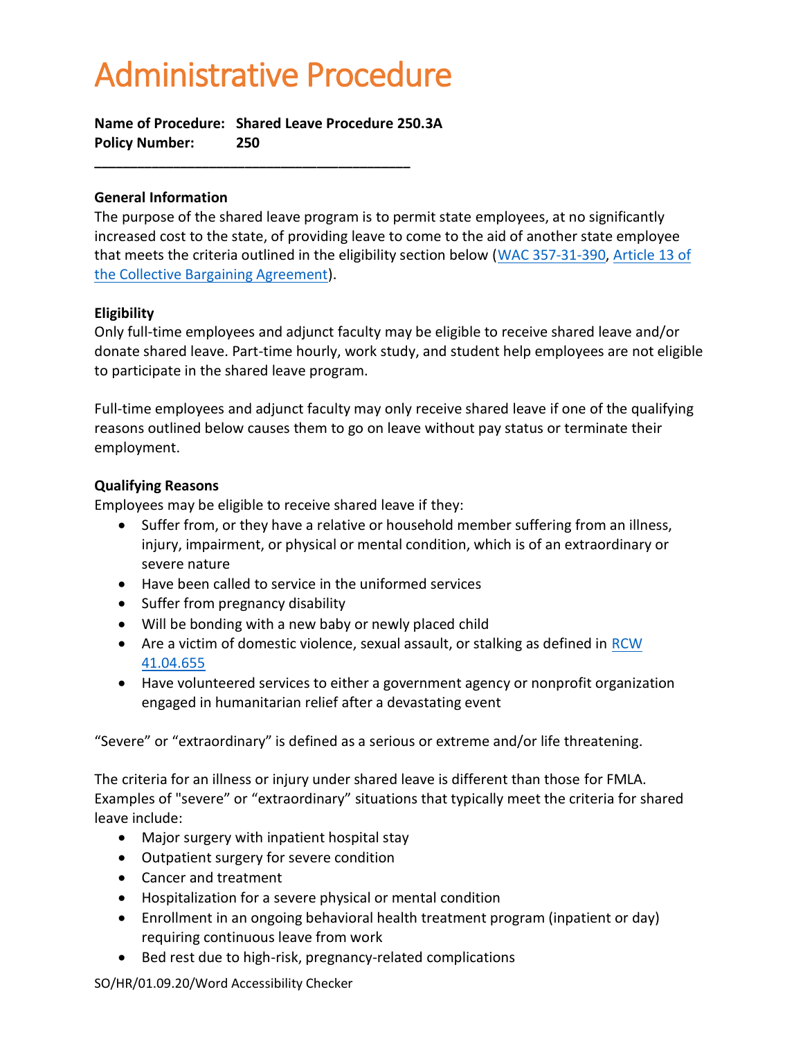# Administrative Procedure

**Name of Procedure: Shared Leave Procedure 250.3A**
**Policy Number: 250**

---

**General Information**

The purpose of the shared leave program is to permit state employees, at no significantly increased cost to the state, of providing leave to come to the aid of another state employee that meets the criteria outlined in the eligibility section below (WAC 357-31-390, Article 13 of the Collective Bargaining Agreement).

**Eligibility**

Only full-time employees and adjunct faculty may be eligible to receive shared leave and/or donate shared leave. Part-time hourly, work study, and student help employees are not eligible to participate in the shared leave program.

Full-time employees and adjunct faculty may only receive shared leave if one of the qualifying reasons outlined below causes them to go on leave without pay status or terminate their employment.

**Qualifying Reasons**

Employees may be eligible to receive shared leave if they:

- Suffer from, or they have a relative or household member suffering from an illness, injury, impairment, or physical or mental condition, which is of an extraordinary or severe nature
- Have been called to service in the uniformed services
- Suffer from pregnancy disability
- Will be bonding with a new baby or newly placed child
- Are a victim of domestic violence, sexual assault, or stalking as defined in RCW 41.04.655
- Have volunteered services to either a government agency or nonprofit organization engaged in humanitarian relief after a devastating event

"Severe" or "extraordinary" is defined as a serious or extreme and/or life threatening.

The criteria for an illness or injury under shared leave is different than those for FMLA. Examples of "severe" or "extraordinary" situations that typically meet the criteria for shared leave include:

- Major surgery with inpatient hospital stay
- Outpatient surgery for severe condition
- Cancer and treatment
- Hospitalization for a severe physical or mental condition
- Enrollment in an ongoing behavioral health treatment program (inpatient or day) requiring continuous leave from work
- Bed rest due to high-risk, pregnancy-related complications

SO/HR/01.09.20/Word Accessibility Checker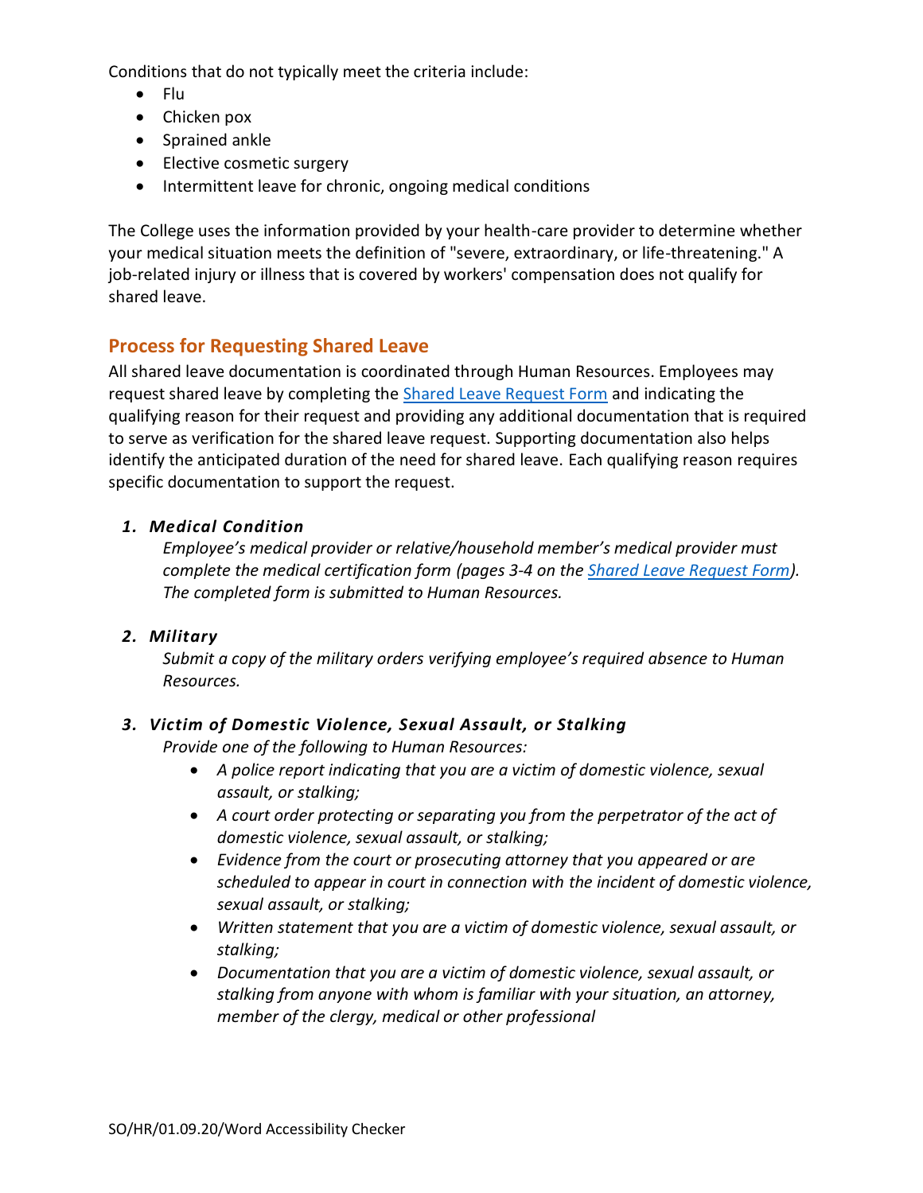Conditions that do not typically meet the criteria include:

- Flu
- Chicken pox
- Sprained ankle
- Elective cosmetic surgery
- Intermittent leave for chronic, ongoing medical conditions

The College uses the information provided by your health-care provider to determine whether your medical situation meets the definition of "severe, extraordinary, or life-threatening." A job-related injury or illness that is covered by workers' compensation does not qualify for shared leave.

## Process for Requesting Shared Leave

All shared leave documentation is coordinated through Human Resources. Employees may request shared leave by completing the [Shared Leave Request Form]() and indicating the qualifying reason for their request and providing any additional documentation that is required to serve as verification for the shared leave request. Supporting documentation also helps identify the anticipated duration of the need for shared leave. Each qualifying reason requires specific documentation to support the request.

1. ***Medical Condition***

   *Employee's medical provider or relative/household member's medical provider must complete the medical certification form (pages 3-4 on the [Shared Leave Request Form]()). The completed form is submitted to Human Resources.*

2. ***Military***

   *Submit a copy of the military orders verifying employee's required absence to Human Resources.*

3. ***Victim of Domestic Violence, Sexual Assault, or Stalking***

   *Provide one of the following to Human Resources:*

   - *A police report indicating that you are a victim of domestic violence, sexual assault, or stalking;*
   - *A court order protecting or separating you from the perpetrator of the act of domestic violence, sexual assault, or stalking;*
   - *Evidence from the court or prosecuting attorney that you appeared or are scheduled to appear in court in connection with the incident of domestic violence, sexual assault, or stalking;*
   - *Written statement that you are a victim of domestic violence, sexual assault, or stalking;*
   - *Documentation that you are a victim of domestic violence, sexual assault, or stalking from anyone with whom is familiar with your situation, an attorney, member of the clergy, medical or other professional*

SO/HR/01.09.20/Word Accessibility Checker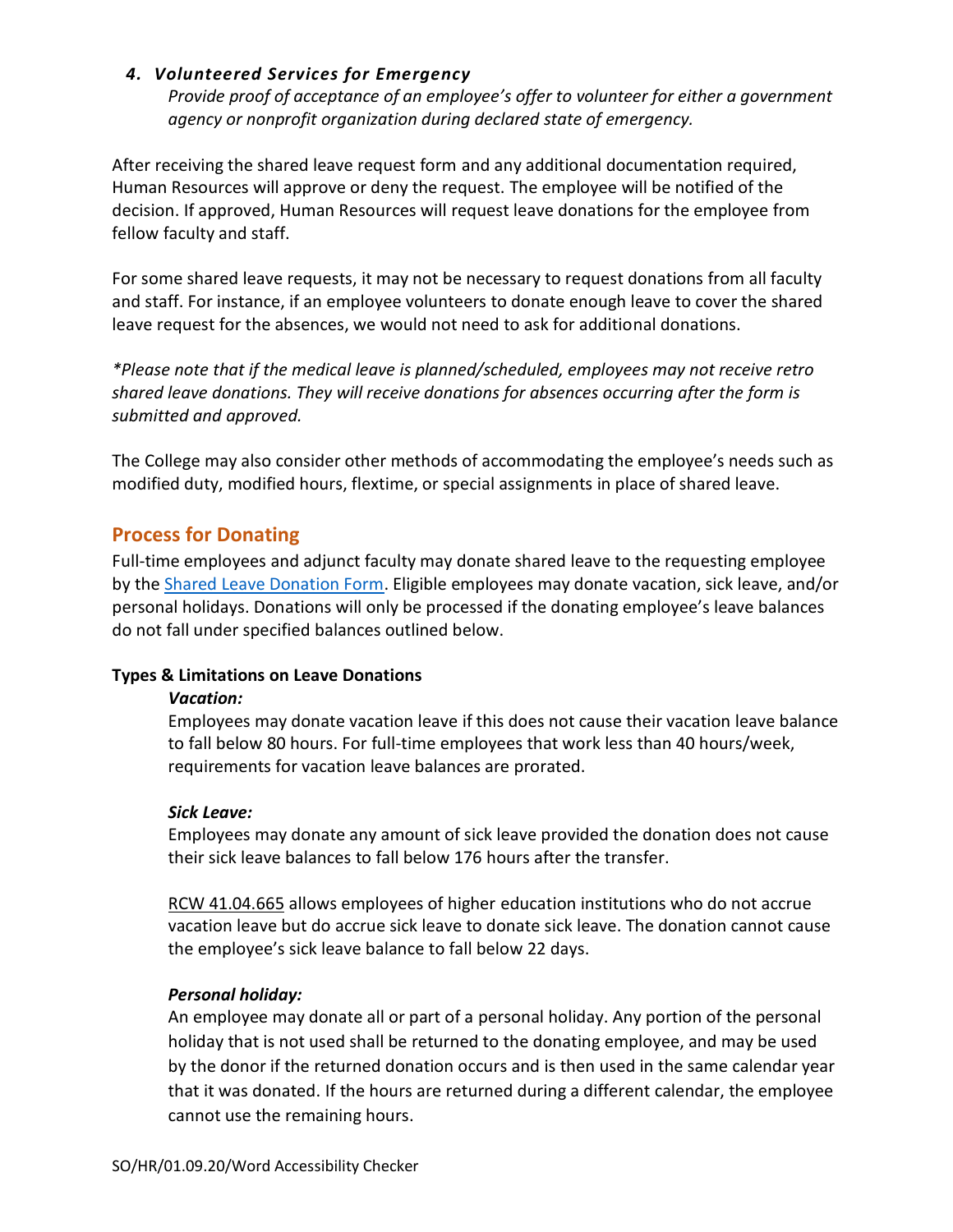#### *4. Volunteered Services for Emergency*

*Provide proof of acceptance of an employee's offer to volunteer for either a government agency or nonprofit organization during declared state of emergency.*

After receiving the shared leave request form and any additional documentation required, Human Resources will approve or deny the request. The employee will be notified of the decision. If approved, Human Resources will request leave donations for the employee from fellow faculty and staff.

For some shared leave requests, it may not be necessary to request donations from all faculty and staff. For instance, if an employee volunteers to donate enough leave to cover the shared leave request for the absences, we would not need to ask for additional donations.

**Please note that if the medical leave is planned/scheduled, employees may not receive retro shared leave donations. They will receive donations for absences occurring after the form is submitted and approved.*

The College may also consider other methods of accommodating the employee's needs such as modified duty, modified hours, flextime, or special assignments in place of shared leave.

## Process for Donating

Full-time employees and adjunct faculty may donate shared leave to the requesting employee by the Shared Leave Donation Form. Eligible employees may donate vacation, sick leave, and/or personal holidays. Donations will only be processed if the donating employee's leave balances do not fall under specified balances outlined below.

### Types & Limitations on Leave Donations

***Vacation:***

Employees may donate vacation leave if this does not cause their vacation leave balance to fall below 80 hours. For full-time employees that work less than 40 hours/week, requirements for vacation leave balances are prorated.

***Sick Leave:***

Employees may donate any amount of sick leave provided the donation does not cause their sick leave balances to fall below 176 hours after the transfer.

RCW 41.04.665 allows employees of higher education institutions who do not accrue vacation leave but do accrue sick leave to donate sick leave. The donation cannot cause the employee's sick leave balance to fall below 22 days.

***Personal holiday:***

An employee may donate all or part of a personal holiday. Any portion of the personal holiday that is not used shall be returned to the donating employee, and may be used by the donor if the returned donation occurs and is then used in the same calendar year that it was donated. If the hours are returned during a different calendar, the employee cannot use the remaining hours.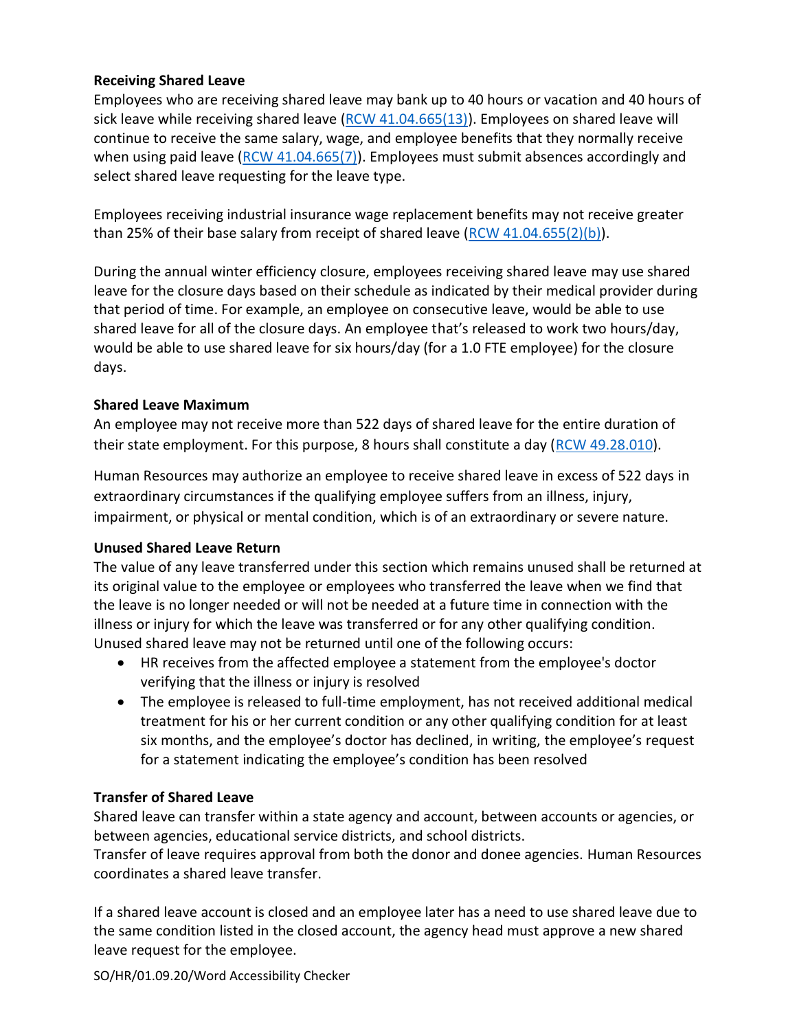**Receiving Shared Leave**

Employees who are receiving shared leave may bank up to 40 hours or vacation and 40 hours of sick leave while receiving shared leave ([RCW 41.04.665(13)](RCW 41.04.665(13))). Employees on shared leave will continue to receive the same salary, wage, and employee benefits that they normally receive when using paid leave ([RCW 41.04.665(7)](RCW 41.04.665(7))). Employees must submit absences accordingly and select shared leave requesting for the leave type.

Employees receiving industrial insurance wage replacement benefits may not receive greater than 25% of their base salary from receipt of shared leave ([RCW 41.04.655(2)(b)](RCW 41.04.655(2)(b))).

During the annual winter efficiency closure, employees receiving shared leave may use shared leave for the closure days based on their schedule as indicated by their medical provider during that period of time. For example, an employee on consecutive leave, would be able to use shared leave for all of the closure days. An employee that's released to work two hours/day, would be able to use shared leave for six hours/day (for a 1.0 FTE employee) for the closure days.

**Shared Leave Maximum**

An employee may not receive more than 522 days of shared leave for the entire duration of their state employment. For this purpose, 8 hours shall constitute a day ([RCW 49.28.010](RCW 49.28.010)).

Human Resources may authorize an employee to receive shared leave in excess of 522 days in extraordinary circumstances if the qualifying employee suffers from an illness, injury, impairment, or physical or mental condition, which is of an extraordinary or severe nature.

**Unused Shared Leave Return**

The value of any leave transferred under this section which remains unused shall be returned at its original value to the employee or employees who transferred the leave when we find that the leave is no longer needed or will not be needed at a future time in connection with the illness or injury for which the leave was transferred or for any other qualifying condition. Unused shared leave may not be returned until one of the following occurs:

- HR receives from the affected employee a statement from the employee's doctor verifying that the illness or injury is resolved
- The employee is released to full-time employment, has not received additional medical treatment for his or her current condition or any other qualifying condition for at least six months, and the employee's doctor has declined, in writing, the employee's request for a statement indicating the employee's condition has been resolved

**Transfer of Shared Leave**

Shared leave can transfer within a state agency and account, between accounts or agencies, or between agencies, educational service districts, and school districts.
Transfer of leave requires approval from both the donor and donee agencies. Human Resources coordinates a shared leave transfer.

If a shared leave account is closed and an employee later has a need to use shared leave due to the same condition listed in the closed account, the agency head must approve a new shared leave request for the employee.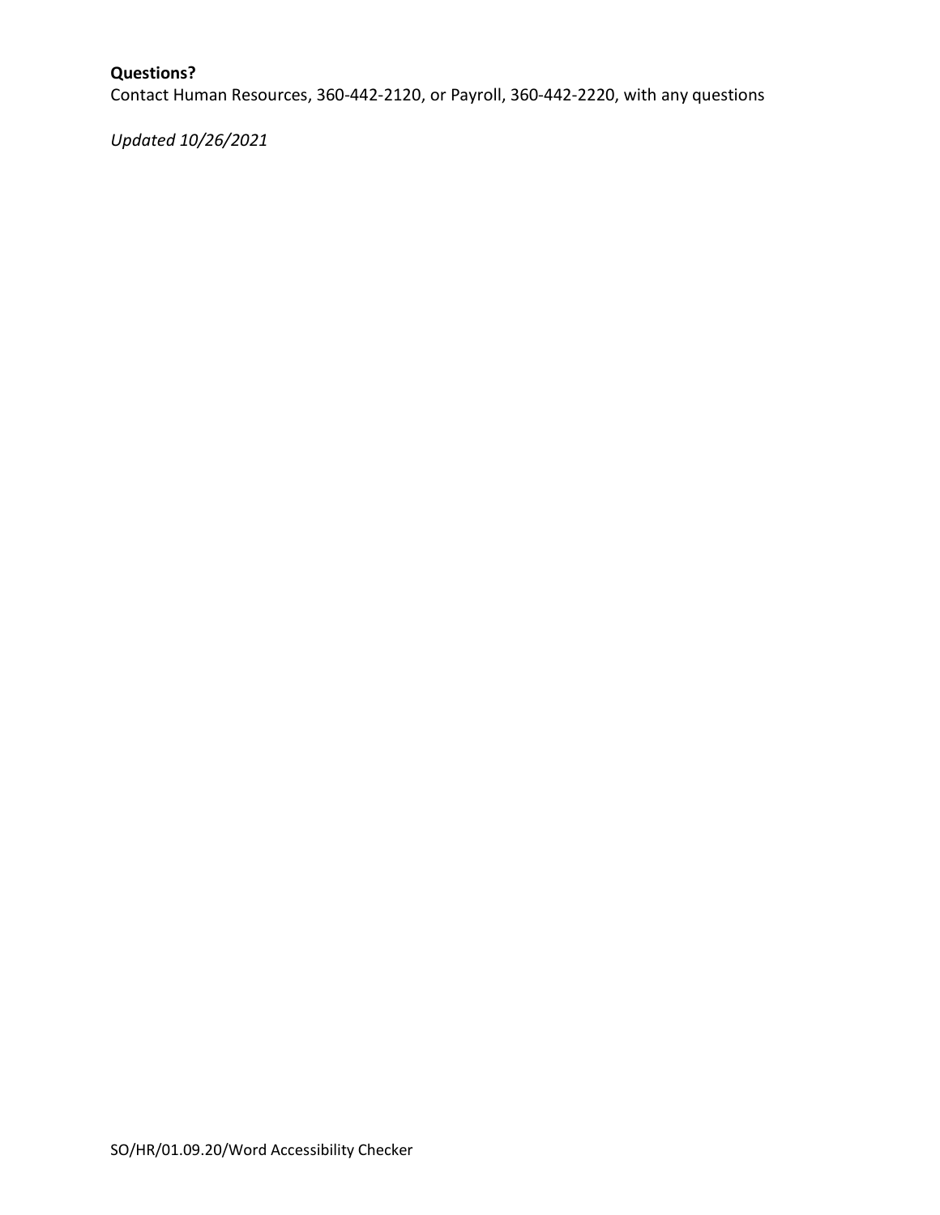**Questions?**
Contact Human Resources, 360-442-2120, or Payroll, 360-442-2220, with any questions

*Updated 10/26/2021*